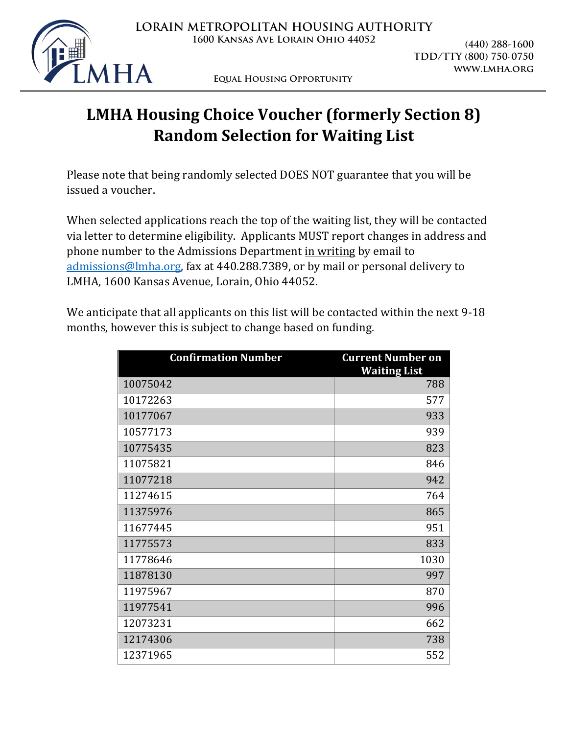LORAIN METROPOLITAN HOUSING AUTHORITY
1600 Kansas Ave Lorain Ohio 44052

(440) 288-1600
TDD/TTY (800) 750-0750
WWW.LMHA.ORG

Equal Housing Opportunity

# LMHA Housing Choice Voucher (formerly Section 8) Random Selection for Waiting List

Please note that being randomly selected DOES NOT guarantee that you will be issued a voucher.

When selected applications reach the top of the waiting list, they will be contacted via letter to determine eligibility. Applicants MUST report changes in address and phone number to the Admissions Department in writing by email to admissions@lmha.org, fax at 440.288.7389, or by mail or personal delivery to LMHA, 1600 Kansas Avenue, Lorain, Ohio 44052.

We anticipate that all applicants on this list will be contacted within the next 9-18 months, however this is subject to change based on funding.

| Confirmation Number | Current Number on Waiting List |
|---|---|
| 10075042 | 788 |
| 10172263 | 577 |
| 10177067 | 933 |
| 10577173 | 939 |
| 10775435 | 823 |
| 11075821 | 846 |
| 11077218 | 942 |
| 11274615 | 764 |
| 11375976 | 865 |
| 11677445 | 951 |
| 11775573 | 833 |
| 11778646 | 1030 |
| 11878130 | 997 |
| 11975967 | 870 |
| 11977541 | 996 |
| 12073231 | 662 |
| 12174306 | 738 |
| 12371965 | 552 |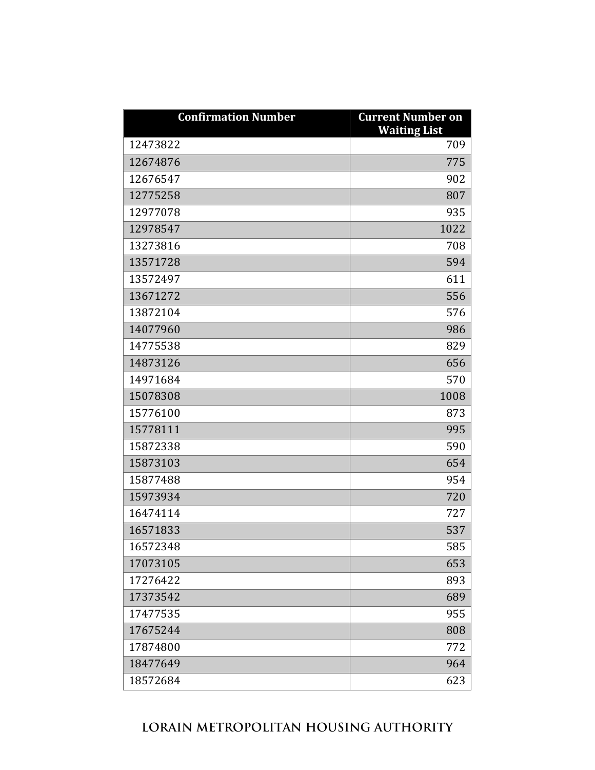| Confirmation Number | Current Number on Waiting List |
|---|---:|
| 12473822 | 709 |
| 12674876 | 775 |
| 12676547 | 902 |
| 12775258 | 807 |
| 12977078 | 935 |
| 12978547 | 1022 |
| 13273816 | 708 |
| 13571728 | 594 |
| 13572497 | 611 |
| 13671272 | 556 |
| 13872104 | 576 |
| 14077960 | 986 |
| 14775538 | 829 |
| 14873126 | 656 |
| 14971684 | 570 |
| 15078308 | 1008 |
| 15776100 | 873 |
| 15778111 | 995 |
| 15872338 | 590 |
| 15873103 | 654 |
| 15877488 | 954 |
| 15973934 | 720 |
| 16474114 | 727 |
| 16571833 | 537 |
| 16572348 | 585 |
| 17073105 | 653 |
| 17276422 | 893 |
| 17373542 | 689 |
| 17477535 | 955 |
| 17675244 | 808 |
| 17874800 | 772 |
| 18477649 | 964 |
| 18572684 | 623 |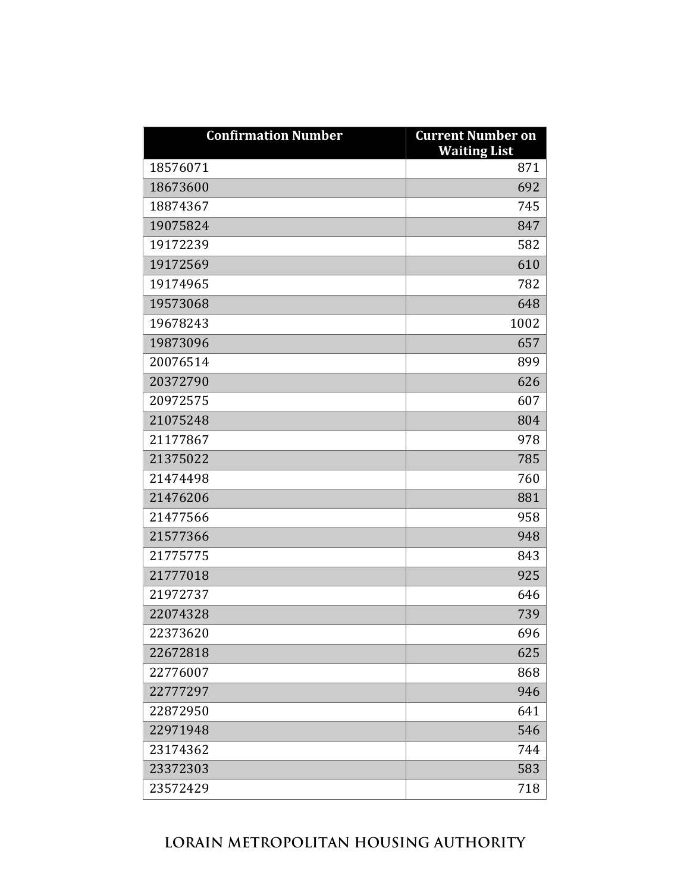| Confirmation Number | Current Number on Waiting List |
|---|---|
| 18576071 | 871 |
| 18673600 | 692 |
| 18874367 | 745 |
| 19075824 | 847 |
| 19172239 | 582 |
| 19172569 | 610 |
| 19174965 | 782 |
| 19573068 | 648 |
| 19678243 | 1002 |
| 19873096 | 657 |
| 20076514 | 899 |
| 20372790 | 626 |
| 20972575 | 607 |
| 21075248 | 804 |
| 21177867 | 978 |
| 21375022 | 785 |
| 21474498 | 760 |
| 21476206 | 881 |
| 21477566 | 958 |
| 21577366 | 948 |
| 21775775 | 843 |
| 21777018 | 925 |
| 21972737 | 646 |
| 22074328 | 739 |
| 22373620 | 696 |
| 22672818 | 625 |
| 22776007 | 868 |
| 22777297 | 946 |
| 22872950 | 641 |
| 22971948 | 546 |
| 23174362 | 744 |
| 23372303 | 583 |
| 23572429 | 718 |

LORAIN METROPOLITAN HOUSING AUTHORITY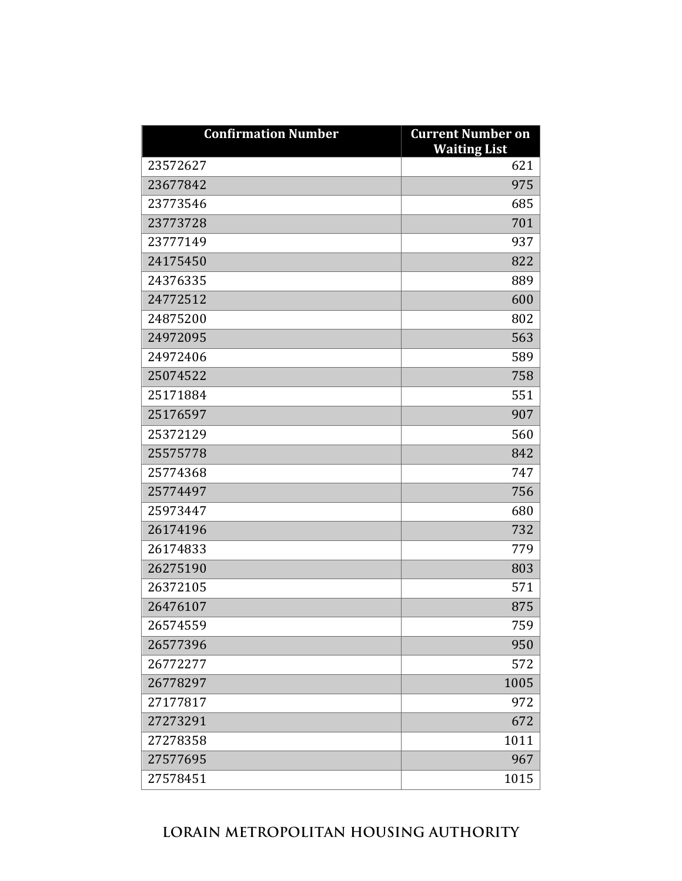| Confirmation Number | Current Number on Waiting List |
| --- | --- |
| 23572627 | 621 |
| 23677842 | 975 |
| 23773546 | 685 |
| 23773728 | 701 |
| 23777149 | 937 |
| 24175450 | 822 |
| 24376335 | 889 |
| 24772512 | 600 |
| 24875200 | 802 |
| 24972095 | 563 |
| 24972406 | 589 |
| 25074522 | 758 |
| 25171884 | 551 |
| 25176597 | 907 |
| 25372129 | 560 |
| 25575778 | 842 |
| 25774368 | 747 |
| 25774497 | 756 |
| 25973447 | 680 |
| 26174196 | 732 |
| 26174833 | 779 |
| 26275190 | 803 |
| 26372105 | 571 |
| 26476107 | 875 |
| 26574559 | 759 |
| 26577396 | 950 |
| 26772277 | 572 |
| 26778297 | 1005 |
| 27177817 | 972 |
| 27273291 | 672 |
| 27278358 | 1011 |
| 27577695 | 967 |
| 27578451 | 1015 |

LORAIN METROPOLITAN HOUSING AUTHORITY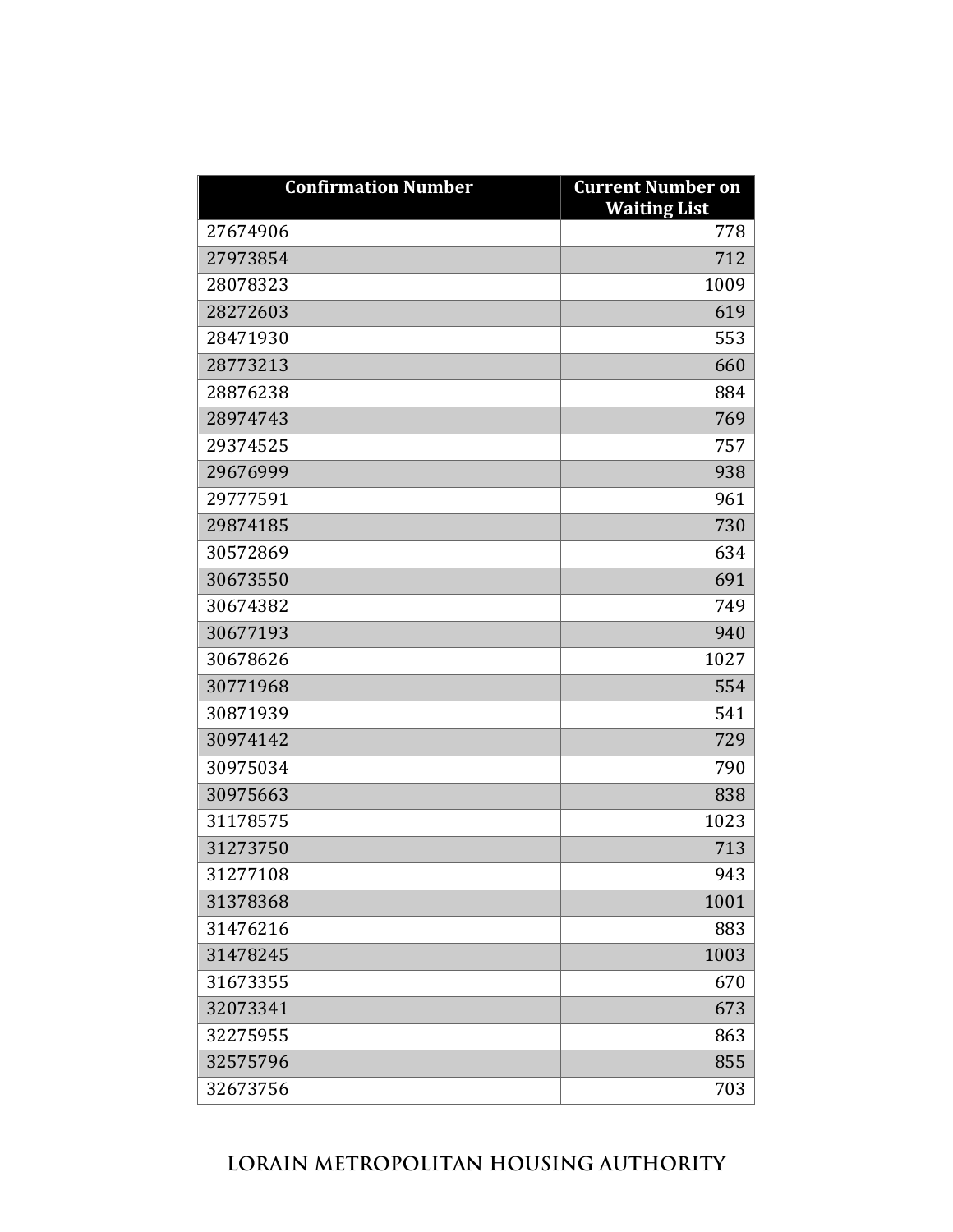| Confirmation Number | Current Number on Waiting List |
|---|---:|
| 27674906 | 778 |
| 27973854 | 712 |
| 28078323 | 1009 |
| 28272603 | 619 |
| 28471930 | 553 |
| 28773213 | 660 |
| 28876238 | 884 |
| 28974743 | 769 |
| 29374525 | 757 |
| 29676999 | 938 |
| 29777591 | 961 |
| 29874185 | 730 |
| 30572869 | 634 |
| 30673550 | 691 |
| 30674382 | 749 |
| 30677193 | 940 |
| 30678626 | 1027 |
| 30771968 | 554 |
| 30871939 | 541 |
| 30974142 | 729 |
| 30975034 | 790 |
| 30975663 | 838 |
| 31178575 | 1023 |
| 31273750 | 713 |
| 31277108 | 943 |
| 31378368 | 1001 |
| 31476216 | 883 |
| 31478245 | 1003 |
| 31673355 | 670 |
| 32073341 | 673 |
| 32275955 | 863 |
| 32575796 | 855 |
| 32673756 | 703 |

LORAIN METROPOLITAN HOUSING AUTHORITY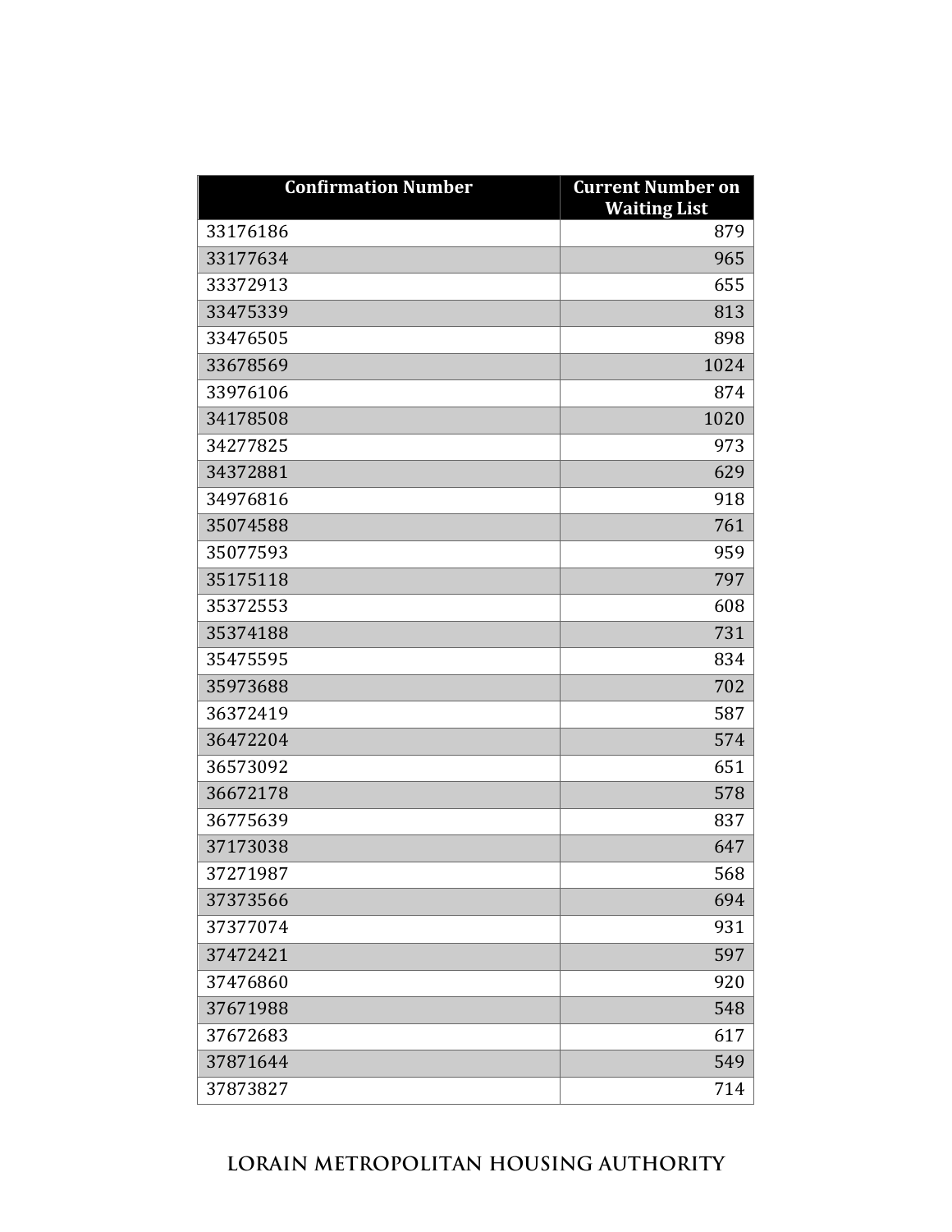| Confirmation Number | Current Number on Waiting List |
|---|---:|
| 33176186 | 879 |
| 33177634 | 965 |
| 33372913 | 655 |
| 33475339 | 813 |
| 33476505 | 898 |
| 33678569 | 1024 |
| 33976106 | 874 |
| 34178508 | 1020 |
| 34277825 | 973 |
| 34372881 | 629 |
| 34976816 | 918 |
| 35074588 | 761 |
| 35077593 | 959 |
| 35175118 | 797 |
| 35372553 | 608 |
| 35374188 | 731 |
| 35475595 | 834 |
| 35973688 | 702 |
| 36372419 | 587 |
| 36472204 | 574 |
| 36573092 | 651 |
| 36672178 | 578 |
| 36775639 | 837 |
| 37173038 | 647 |
| 37271987 | 568 |
| 37373566 | 694 |
| 37377074 | 931 |
| 37472421 | 597 |
| 37476860 | 920 |
| 37671988 | 548 |
| 37672683 | 617 |
| 37871644 | 549 |
| 37873827 | 714 |

LORAIN METROPOLITAN HOUSING AUTHORITY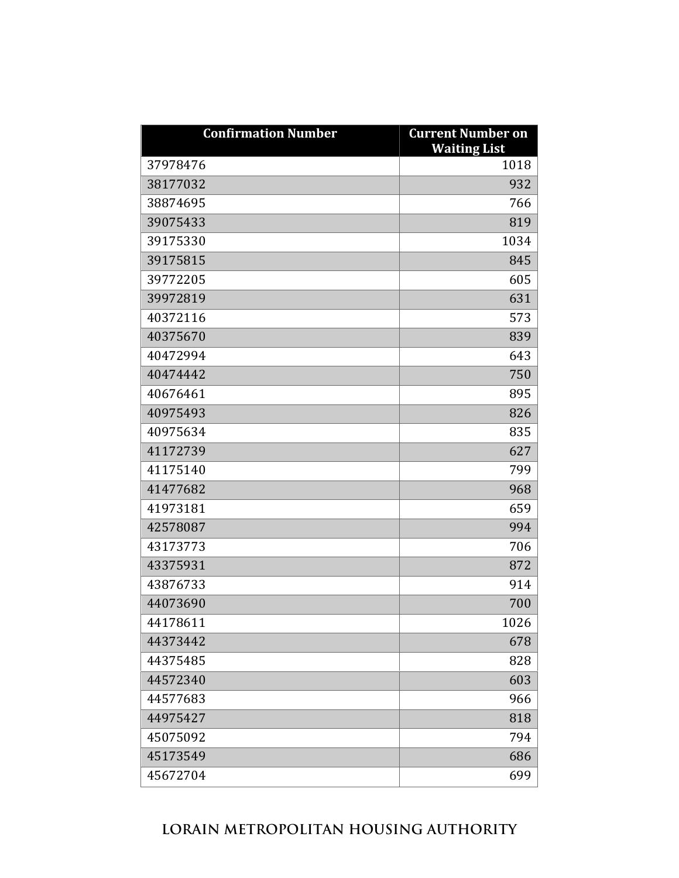| Confirmation Number | Current Number on Waiting List |
|---|---:|
| 37978476 | 1018 |
| 38177032 | 932 |
| 38874695 | 766 |
| 39075433 | 819 |
| 39175330 | 1034 |
| 39175815 | 845 |
| 39772205 | 605 |
| 39972819 | 631 |
| 40372116 | 573 |
| 40375670 | 839 |
| 40472994 | 643 |
| 40474442 | 750 |
| 40676461 | 895 |
| 40975493 | 826 |
| 40975634 | 835 |
| 41172739 | 627 |
| 41175140 | 799 |
| 41477682 | 968 |
| 41973181 | 659 |
| 42578087 | 994 |
| 43173773 | 706 |
| 43375931 | 872 |
| 43876733 | 914 |
| 44073690 | 700 |
| 44178611 | 1026 |
| 44373442 | 678 |
| 44375485 | 828 |
| 44572340 | 603 |
| 44577683 | 966 |
| 44975427 | 818 |
| 45075092 | 794 |
| 45173549 | 686 |
| 45672704 | 699 |

LORAIN METROPOLITAN HOUSING AUTHORITY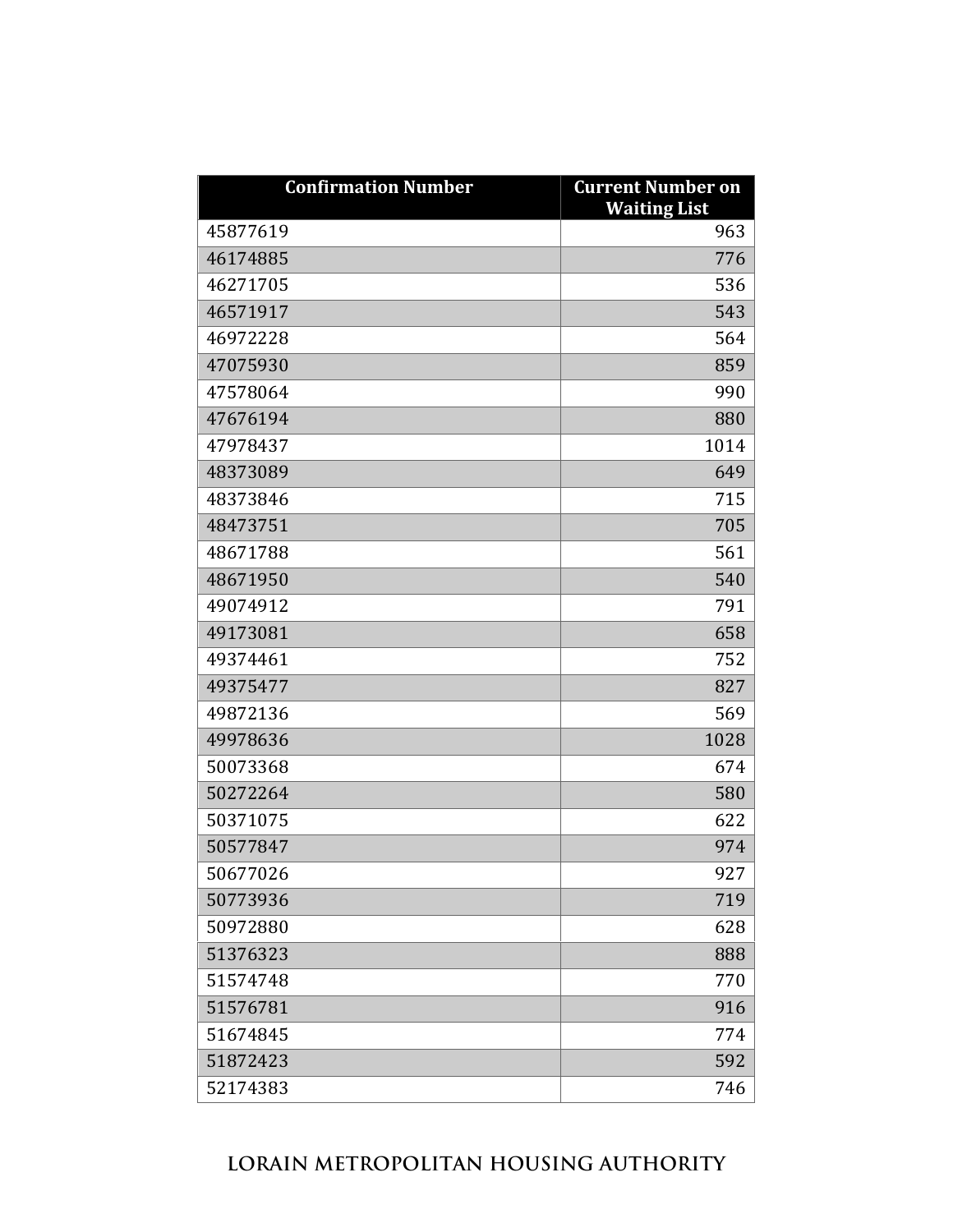| Confirmation Number | Current Number on Waiting List |
|---|---|
| 45877619 | 963 |
| 46174885 | 776 |
| 46271705 | 536 |
| 46571917 | 543 |
| 46972228 | 564 |
| 47075930 | 859 |
| 47578064 | 990 |
| 47676194 | 880 |
| 47978437 | 1014 |
| 48373089 | 649 |
| 48373846 | 715 |
| 48473751 | 705 |
| 48671788 | 561 |
| 48671950 | 540 |
| 49074912 | 791 |
| 49173081 | 658 |
| 49374461 | 752 |
| 49375477 | 827 |
| 49872136 | 569 |
| 49978636 | 1028 |
| 50073368 | 674 |
| 50272264 | 580 |
| 50371075 | 622 |
| 50577847 | 974 |
| 50677026 | 927 |
| 50773936 | 719 |
| 50972880 | 628 |
| 51376323 | 888 |
| 51574748 | 770 |
| 51576781 | 916 |
| 51674845 | 774 |
| 51872423 | 592 |
| 52174383 | 746 |

LORAIN METROPOLITAN HOUSING AUTHORITY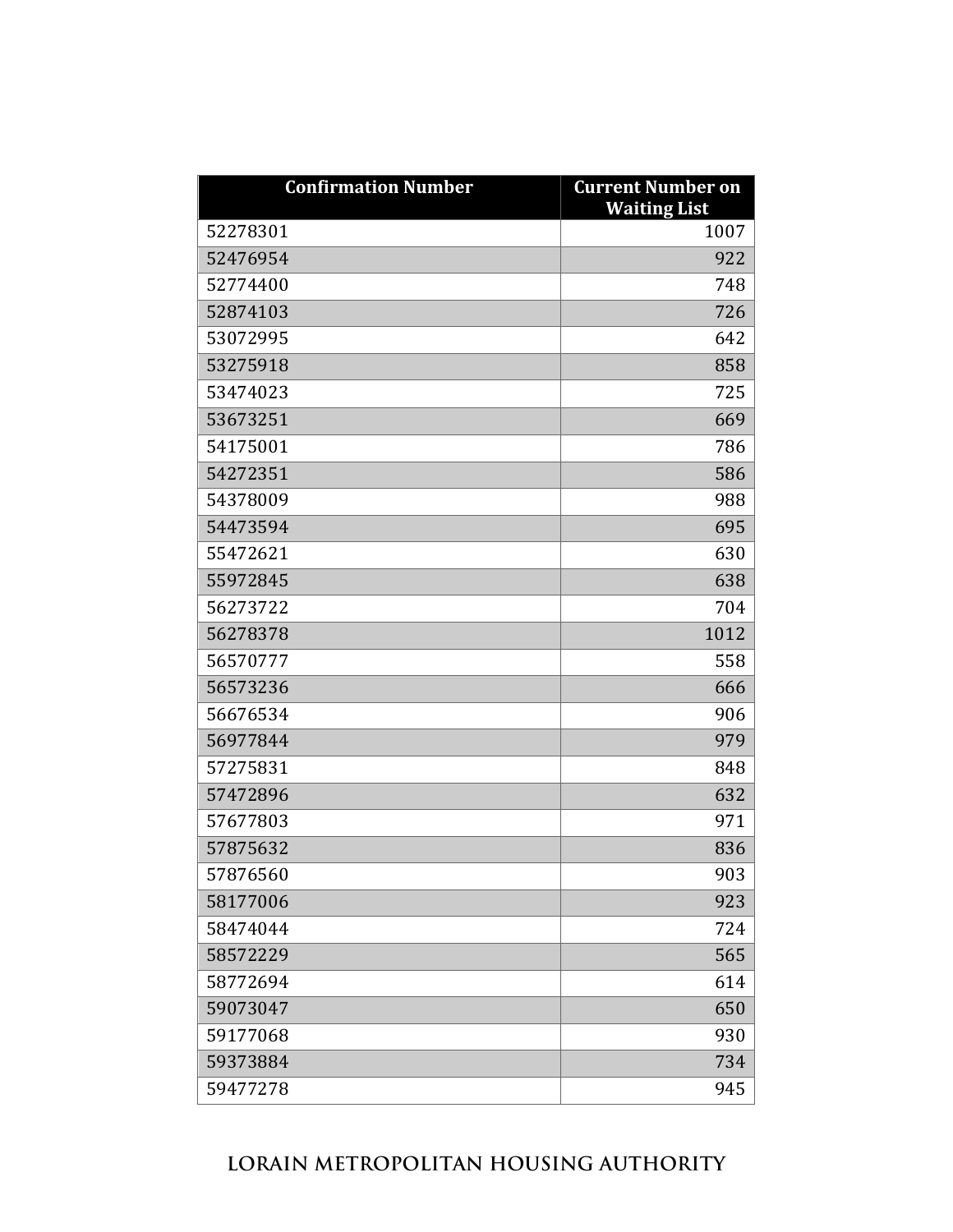| Confirmation Number | Current Number on Waiting List |
|---|---|
| 52278301 | 1007 |
| 52476954 | 922 |
| 52774400 | 748 |
| 52874103 | 726 |
| 53072995 | 642 |
| 53275918 | 858 |
| 53474023 | 725 |
| 53673251 | 669 |
| 54175001 | 786 |
| 54272351 | 586 |
| 54378009 | 988 |
| 54473594 | 695 |
| 55472621 | 630 |
| 55972845 | 638 |
| 56273722 | 704 |
| 56278378 | 1012 |
| 56570777 | 558 |
| 56573236 | 666 |
| 56676534 | 906 |
| 56977844 | 979 |
| 57275831 | 848 |
| 57472896 | 632 |
| 57677803 | 971 |
| 57875632 | 836 |
| 57876560 | 903 |
| 58177006 | 923 |
| 58474044 | 724 |
| 58572229 | 565 |
| 58772694 | 614 |
| 59073047 | 650 |
| 59177068 | 930 |
| 59373884 | 734 |
| 59477278 | 945 |

LORAIN METROPOLITAN HOUSING AUTHORITY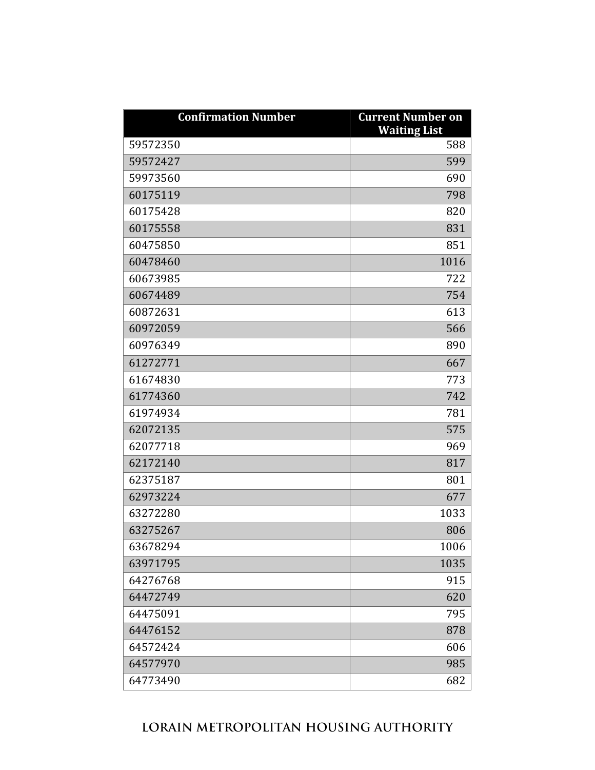| Confirmation Number | Current Number on Waiting List |
|---|---:|
| 59572350 | 588 |
| 59572427 | 599 |
| 59973560 | 690 |
| 60175119 | 798 |
| 60175428 | 820 |
| 60175558 | 831 |
| 60475850 | 851 |
| 60478460 | 1016 |
| 60673985 | 722 |
| 60674489 | 754 |
| 60872631 | 613 |
| 60972059 | 566 |
| 60976349 | 890 |
| 61272771 | 667 |
| 61674830 | 773 |
| 61774360 | 742 |
| 61974934 | 781 |
| 62072135 | 575 |
| 62077718 | 969 |
| 62172140 | 817 |
| 62375187 | 801 |
| 62973224 | 677 |
| 63272280 | 1033 |
| 63275267 | 806 |
| 63678294 | 1006 |
| 63971795 | 1035 |
| 64276768 | 915 |
| 64472749 | 620 |
| 64475091 | 795 |
| 64476152 | 878 |
| 64572424 | 606 |
| 64577970 | 985 |
| 64773490 | 682 |

LORAIN METROPOLITAN HOUSING AUTHORITY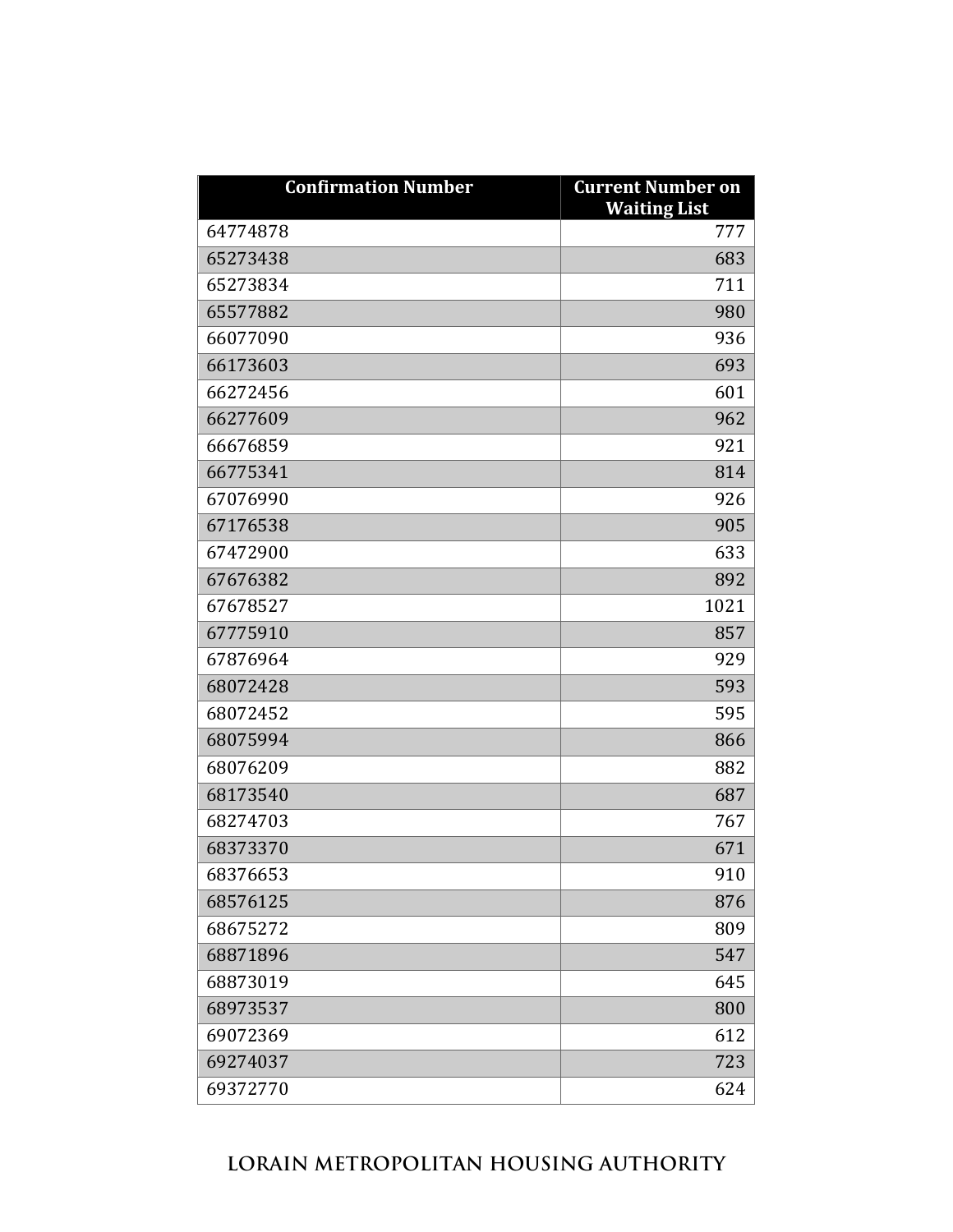| Confirmation Number | Current Number on Waiting List |
|---|---:|
| 64774878 | 777 |
| 65273438 | 683 |
| 65273834 | 711 |
| 65577882 | 980 |
| 66077090 | 936 |
| 66173603 | 693 |
| 66272456 | 601 |
| 66277609 | 962 |
| 66676859 | 921 |
| 66775341 | 814 |
| 67076990 | 926 |
| 67176538 | 905 |
| 67472900 | 633 |
| 67676382 | 892 |
| 67678527 | 1021 |
| 67775910 | 857 |
| 67876964 | 929 |
| 68072428 | 593 |
| 68072452 | 595 |
| 68075994 | 866 |
| 68076209 | 882 |
| 68173540 | 687 |
| 68274703 | 767 |
| 68373370 | 671 |
| 68376653 | 910 |
| 68576125 | 876 |
| 68675272 | 809 |
| 68871896 | 547 |
| 68873019 | 645 |
| 68973537 | 800 |
| 69072369 | 612 |
| 69274037 | 723 |
| 69372770 | 624 |

LORAIN METROPOLITAN HOUSING AUTHORITY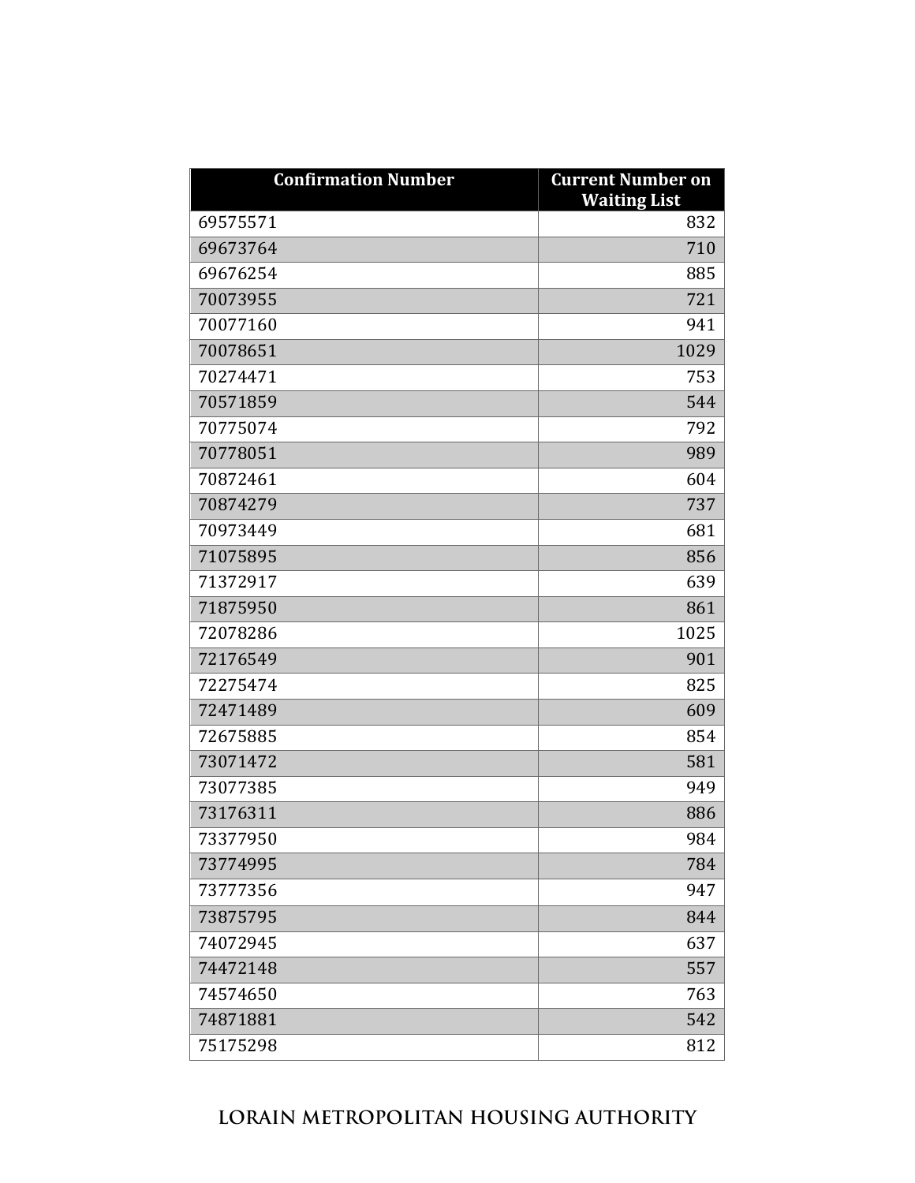| Confirmation Number | Current Number on Waiting List |
|---|---|
| 69575571 | 832 |
| 69673764 | 710 |
| 69676254 | 885 |
| 70073955 | 721 |
| 70077160 | 941 |
| 70078651 | 1029 |
| 70274471 | 753 |
| 70571859 | 544 |
| 70775074 | 792 |
| 70778051 | 989 |
| 70872461 | 604 |
| 70874279 | 737 |
| 70973449 | 681 |
| 71075895 | 856 |
| 71372917 | 639 |
| 71875950 | 861 |
| 72078286 | 1025 |
| 72176549 | 901 |
| 72275474 | 825 |
| 72471489 | 609 |
| 72675885 | 854 |
| 73071472 | 581 |
| 73077385 | 949 |
| 73176311 | 886 |
| 73377950 | 984 |
| 73774995 | 784 |
| 73777356 | 947 |
| 73875795 | 844 |
| 74072945 | 637 |
| 74472148 | 557 |
| 74574650 | 763 |
| 74871881 | 542 |
| 75175298 | 812 |

LORAIN METROPOLITAN HOUSING AUTHORITY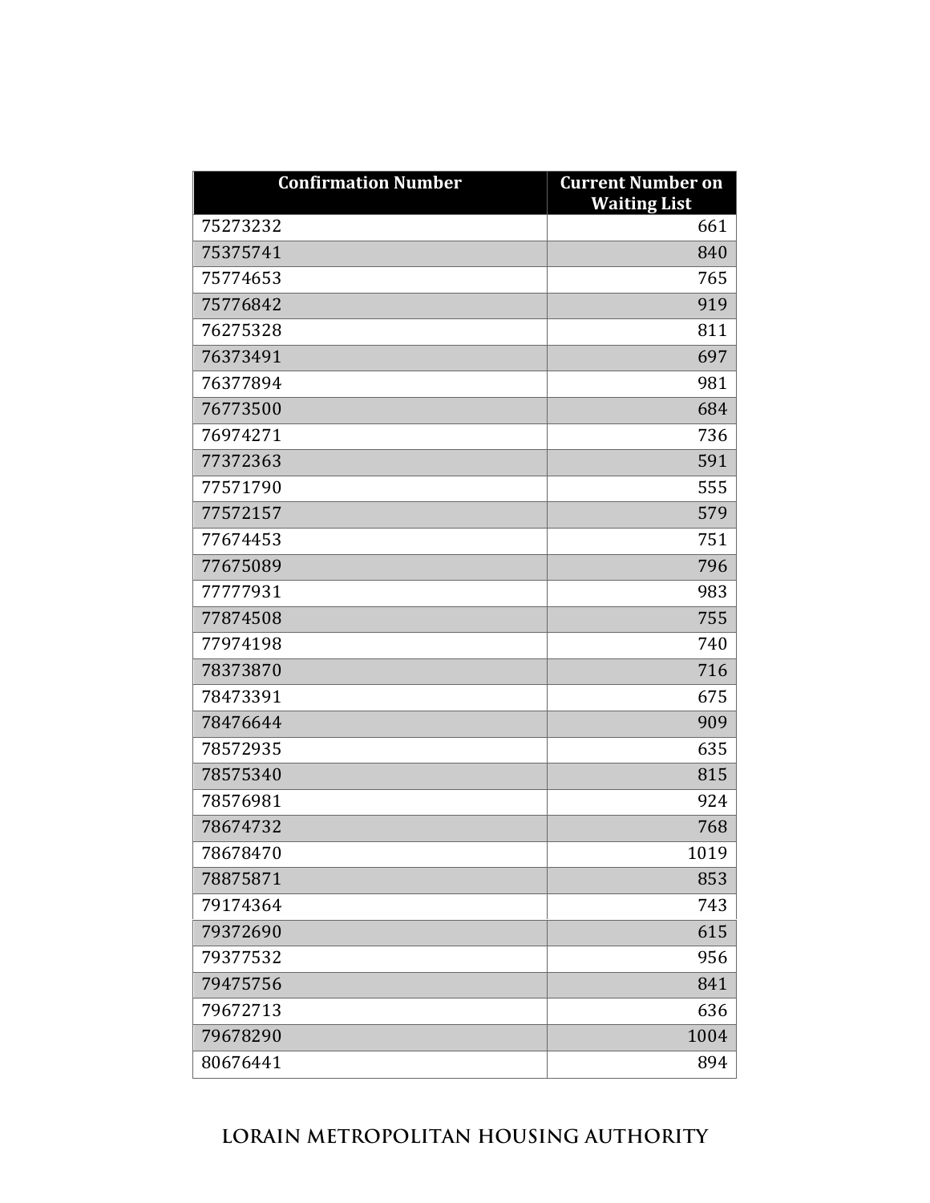| Confirmation Number | Current Number on Waiting List |
|---|---|
| 75273232 | 661 |
| 75375741 | 840 |
| 75774653 | 765 |
| 75776842 | 919 |
| 76275328 | 811 |
| 76373491 | 697 |
| 76377894 | 981 |
| 76773500 | 684 |
| 76974271 | 736 |
| 77372363 | 591 |
| 77571790 | 555 |
| 77572157 | 579 |
| 77674453 | 751 |
| 77675089 | 796 |
| 77777931 | 983 |
| 77874508 | 755 |
| 77974198 | 740 |
| 78373870 | 716 |
| 78473391 | 675 |
| 78476644 | 909 |
| 78572935 | 635 |
| 78575340 | 815 |
| 78576981 | 924 |
| 78674732 | 768 |
| 78678470 | 1019 |
| 78875871 | 853 |
| 79174364 | 743 |
| 79372690 | 615 |
| 79377532 | 956 |
| 79475756 | 841 |
| 79672713 | 636 |
| 79678290 | 1004 |
| 80676441 | 894 |

LORAIN METROPOLITAN HOUSING AUTHORITY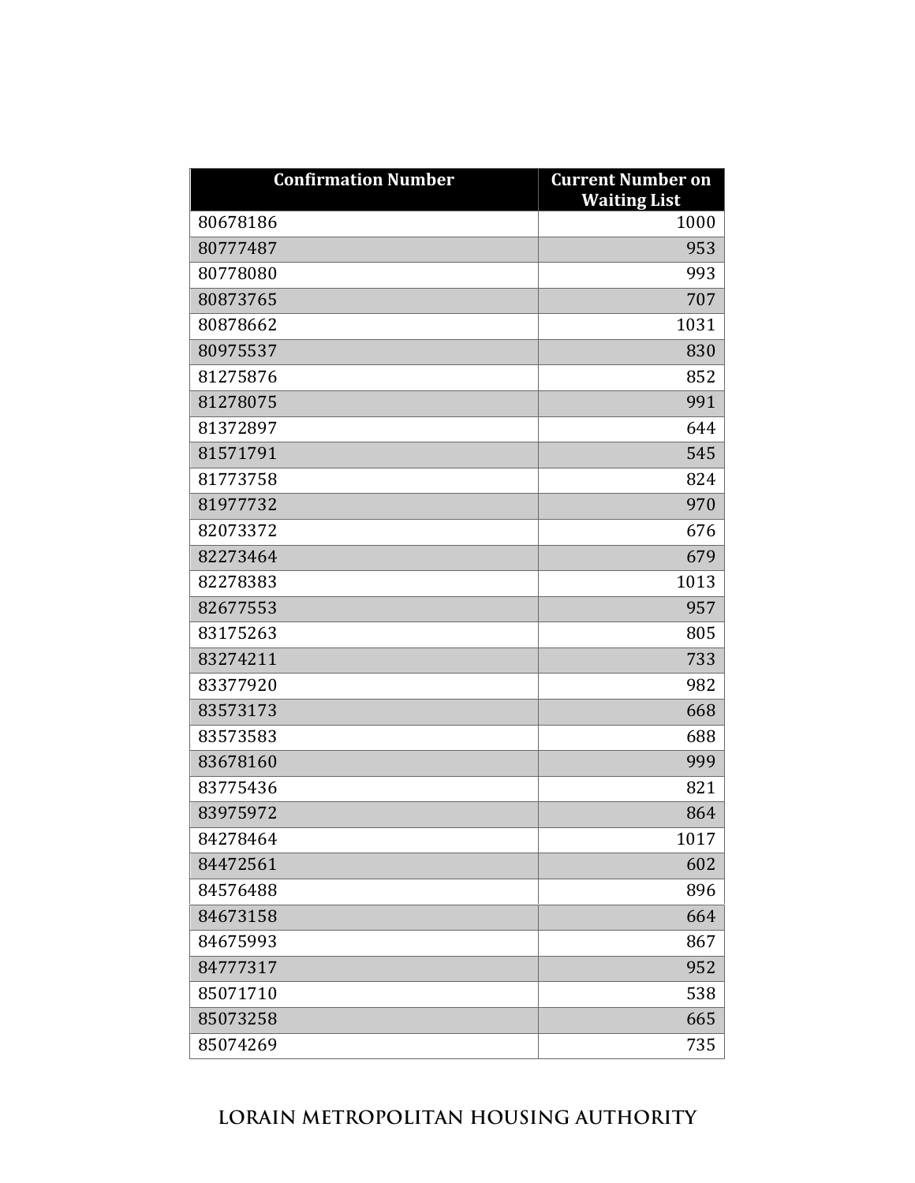| Confirmation Number | Current Number on Waiting List |
|---|---|
| 80678186 | 1000 |
| 80777487 | 953 |
| 80778080 | 993 |
| 80873765 | 707 |
| 80878662 | 1031 |
| 80975537 | 830 |
| 81275876 | 852 |
| 81278075 | 991 |
| 81372897 | 644 |
| 81571791 | 545 |
| 81773758 | 824 |
| 81977732 | 970 |
| 82073372 | 676 |
| 82273464 | 679 |
| 82278383 | 1013 |
| 82677553 | 957 |
| 83175263 | 805 |
| 83274211 | 733 |
| 83377920 | 982 |
| 83573173 | 668 |
| 83573583 | 688 |
| 83678160 | 999 |
| 83775436 | 821 |
| 83975972 | 864 |
| 84278464 | 1017 |
| 84472561 | 602 |
| 84576488 | 896 |
| 84673158 | 664 |
| 84675993 | 867 |
| 84777317 | 952 |
| 85071710 | 538 |
| 85073258 | 665 |
| 85074269 | 735 |

LORAIN METROPOLITAN HOUSING AUTHORITY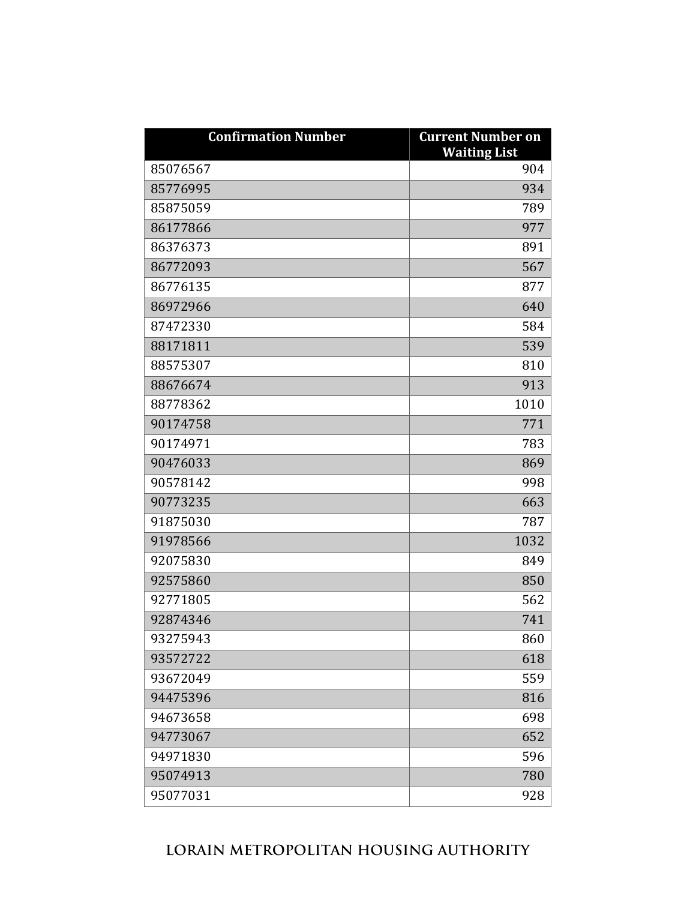| Confirmation Number | Current Number on Waiting List |
| --- | ---: |
| 85076567 | 904 |
| 85776995 | 934 |
| 85875059 | 789 |
| 86177866 | 977 |
| 86376373 | 891 |
| 86772093 | 567 |
| 86776135 | 877 |
| 86972966 | 640 |
| 87472330 | 584 |
| 88171811 | 539 |
| 88575307 | 810 |
| 88676674 | 913 |
| 88778362 | 1010 |
| 90174758 | 771 |
| 90174971 | 783 |
| 90476033 | 869 |
| 90578142 | 998 |
| 90773235 | 663 |
| 91875030 | 787 |
| 91978566 | 1032 |
| 92075830 | 849 |
| 92575860 | 850 |
| 92771805 | 562 |
| 92874346 | 741 |
| 93275943 | 860 |
| 93572722 | 618 |
| 93672049 | 559 |
| 94475396 | 816 |
| 94673658 | 698 |
| 94773067 | 652 |
| 94971830 | 596 |
| 95074913 | 780 |
| 95077031 | 928 |

LORAIN METROPOLITAN HOUSING AUTHORITY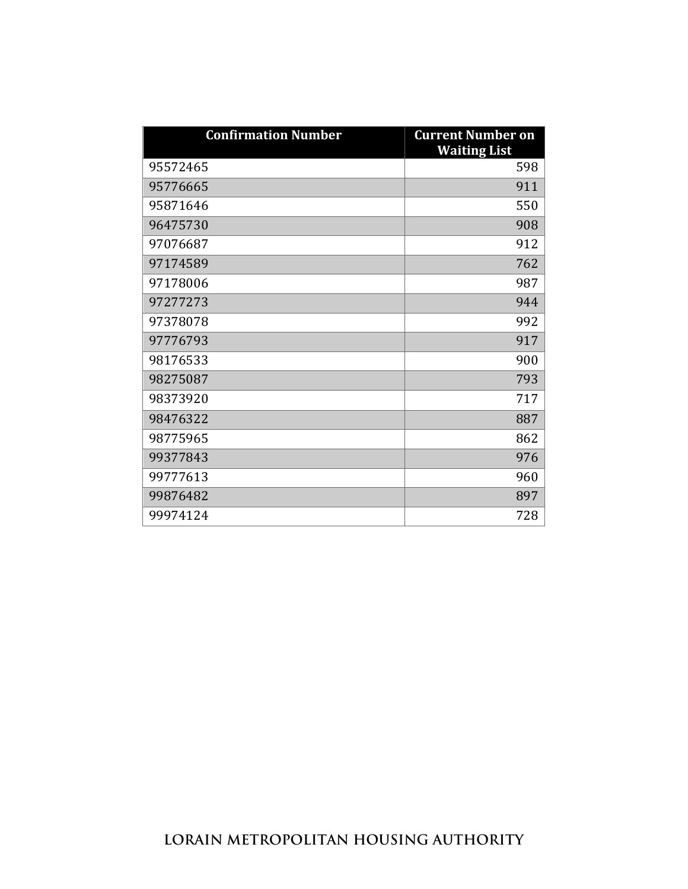| Confirmation Number | Current Number on Waiting List |
|---|---|
| 95572465 | 598 |
| 95776665 | 911 |
| 95871646 | 550 |
| 96475730 | 908 |
| 97076687 | 912 |
| 97174589 | 762 |
| 97178006 | 987 |
| 97277273 | 944 |
| 97378078 | 992 |
| 97776793 | 917 |
| 98176533 | 900 |
| 98275087 | 793 |
| 98373920 | 717 |
| 98476322 | 887 |
| 98775965 | 862 |
| 99377843 | 976 |
| 99777613 | 960 |
| 99876482 | 897 |
| 99974124 | 728 |